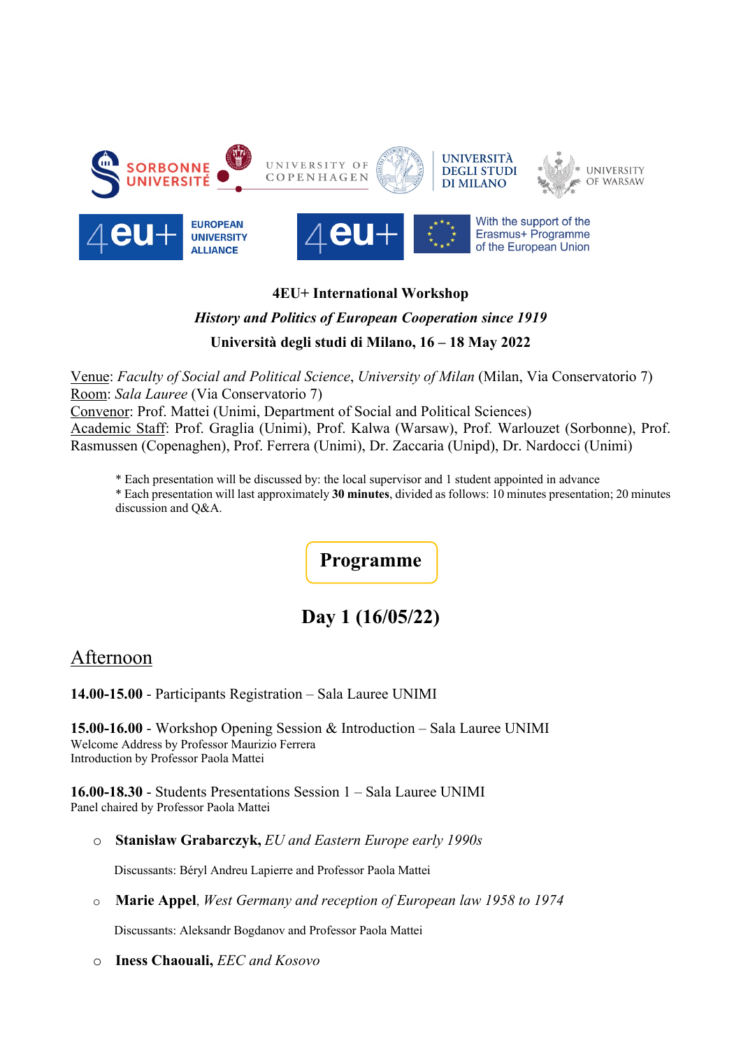**4EU+ International Workshop**

***History and Politics of European Cooperation since 1919***

**Università degli studi di Milano, 16 – 18 May 2022**

Venue: *Faculty of Social and Political Science*, *University of Milan* (Milan, Via Conservatorio 7)
Room: *Sala Lauree* (Via Conservatorio 7)
Convenor: Prof. Mattei (Unimi, Department of Social and Political Sciences)
Academic Staff: Prof. Graglia (Unimi), Prof. Kalwa (Warsaw), Prof. Warlouzet (Sorbonne), Prof. Rasmussen (Copenaghen), Prof. Ferrera (Unimi), Dr. Zaccaria (Unipd), Dr. Nardocci (Unimi)

\* Each presentation will be discussed by: the local supervisor and 1 student appointed in advance
\* Each presentation will last approximately **30 minutes**, divided as follows: 10 minutes presentation; 20 minutes discussion and Q&A.

# Programme

## Day 1 (16/05/22)

### Afternoon

**14.00-15.00** - Participants Registration – Sala Lauree UNIMI

**15.00-16.00** - Workshop Opening Session & Introduction – Sala Lauree UNIMI
Welcome Address by Professor Maurizio Ferrera
Introduction by Professor Paola Mattei

**16.00-18.30** - Students Presentations Session 1 – Sala Lauree UNIMI
Panel chaired by Professor Paola Mattei

- **Stanisław Grabarczyk,** *EU and Eastern Europe early 1990s*

  Discussants: Béryl Andreu Lapierre and Professor Paola Mattei

- **Marie Appel**, *West Germany and reception of European law 1958 to 1974*

  Discussants: Aleksandr Bogdanov and Professor Paola Mattei

- **Iness Chaouali,** *EEC and Kosovo*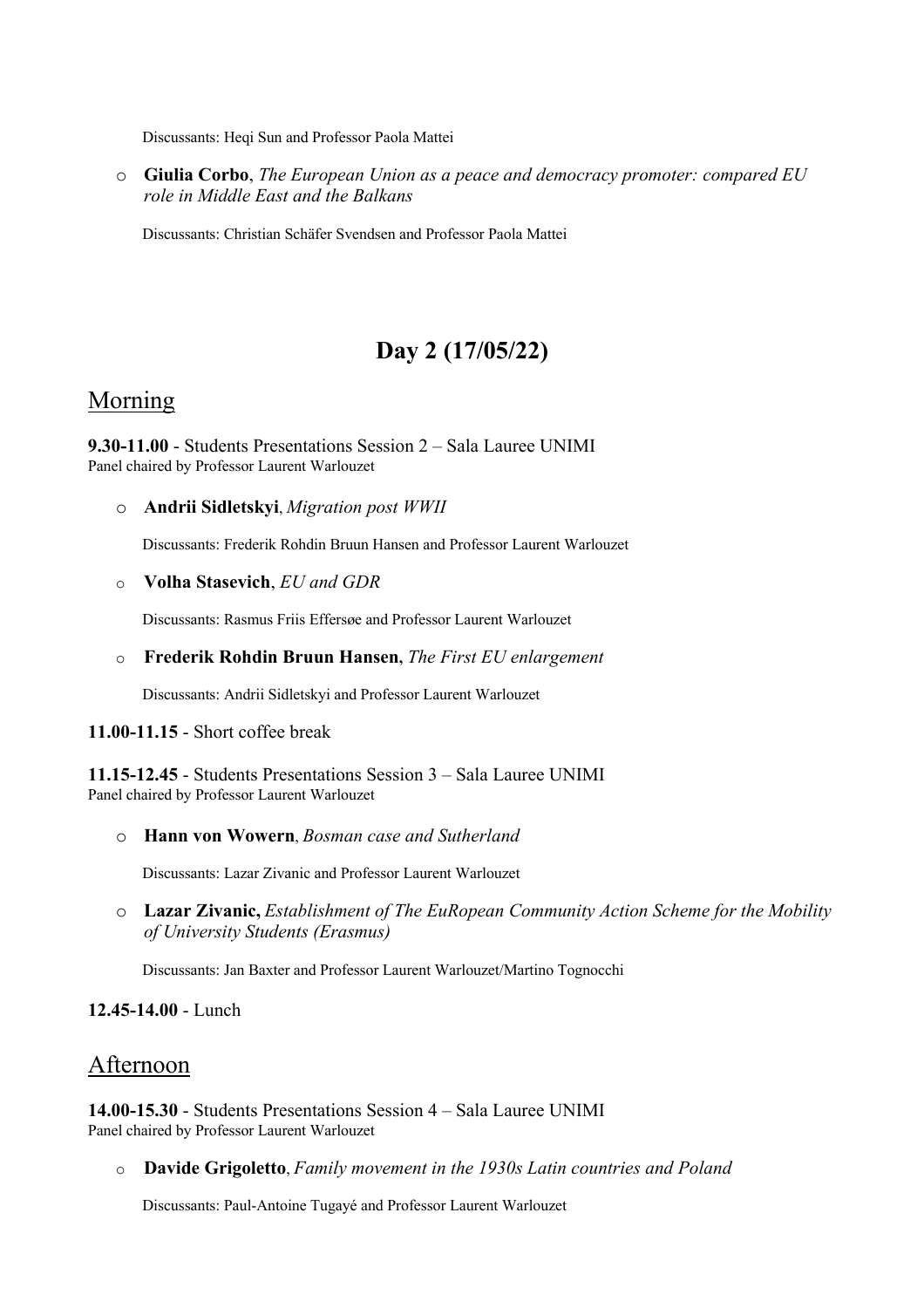Discussants: Heqi Sun and Professor Paola Mattei

- **Giulia Corbo**, *The European Union as a peace and democracy promoter: compared EU role in Middle East and the Balkans*

  Discussants: Christian Schäfer Svendsen and Professor Paola Mattei

# Day 2 (17/05/22)

## Morning

**9.30-11.00** - Students Presentations Session 2 – Sala Lauree UNIMI
Panel chaired by Professor Laurent Warlouzet

- **Andrii Sidletskyi**, *Migration post WWII*

  Discussants: Frederik Rohdin Bruun Hansen and Professor Laurent Warlouzet

- **Volha Stasevich**, *EU and GDR*

  Discussants: Rasmus Friis Effersøe and Professor Laurent Warlouzet

- **Frederik Rohdin Bruun Hansen**, *The First EU enlargement*

  Discussants: Andrii Sidletskyi and Professor Laurent Warlouzet

**11.00-11.15** - Short coffee break

**11.15-12.45** - Students Presentations Session 3 – Sala Lauree UNIMI
Panel chaired by Professor Laurent Warlouzet

- **Hann von Wowern**, *Bosman case and Sutherland*

  Discussants: Lazar Zivanic and Professor Laurent Warlouzet

- **Lazar Zivanic,** *Establishment of The EuRopean Community Action Scheme for the Mobility of University Students (Erasmus)*

  Discussants: Jan Baxter and Professor Laurent Warlouzet/Martino Tognocchi

**12.45-14.00** - Lunch

## Afternoon

**14.00-15.30** - Students Presentations Session 4 – Sala Lauree UNIMI
Panel chaired by Professor Laurent Warlouzet

- **Davide Grigoletto**, *Family movement in the 1930s Latin countries and Poland*

  Discussants: Paul-Antoine Tugayé and Professor Laurent Warlouzet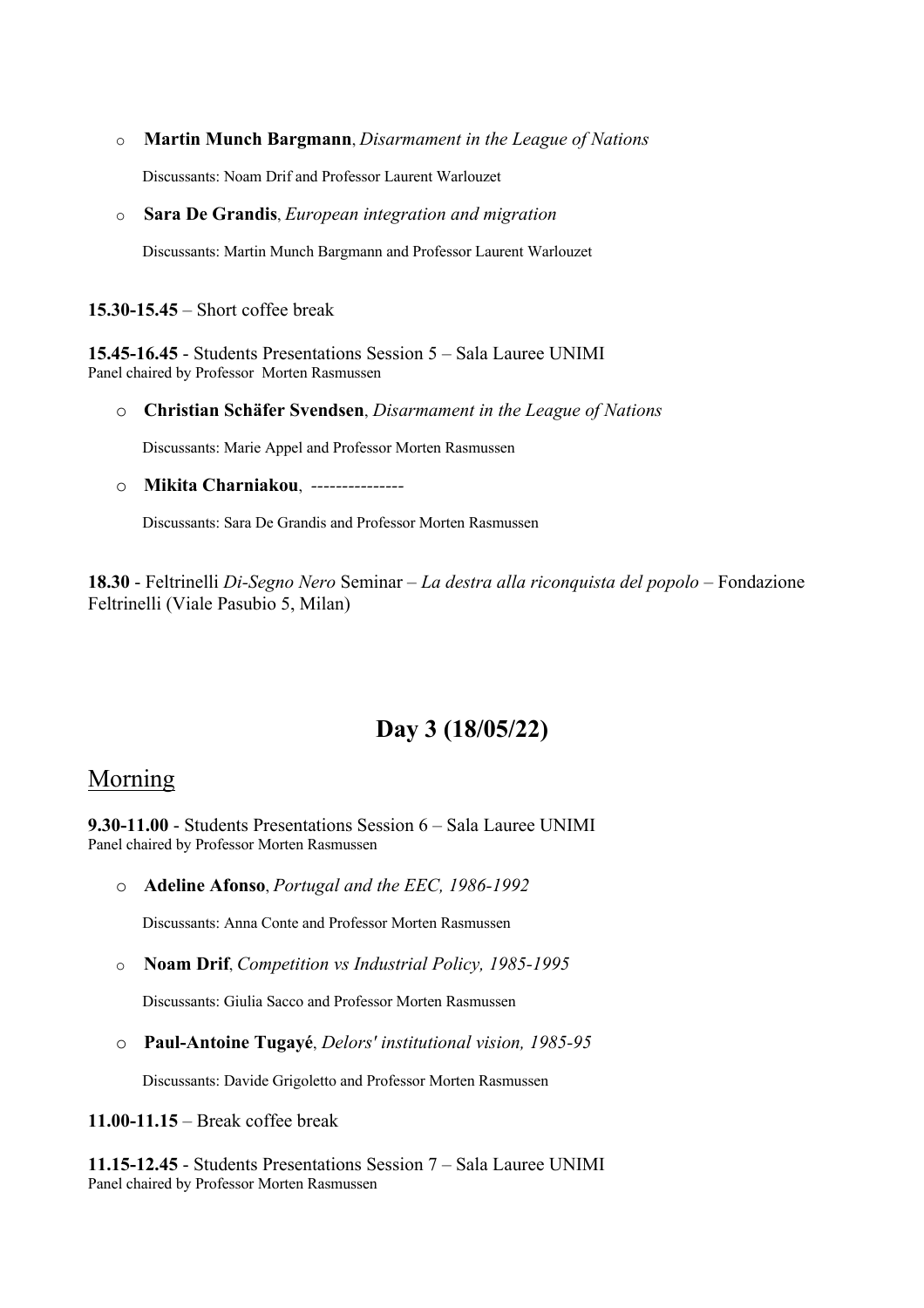- **Martin Munch Bargmann**, *Disarmament in the League of Nations*

  Discussants: Noam Drif and Professor Laurent Warlouzet

- **Sara De Grandis**, *European integration and migration*

  Discussants: Martin Munch Bargmann and Professor Laurent Warlouzet

**15.30-15.45** – Short coffee break

**15.45-16.45** - Students Presentations Session 5 – Sala Lauree UNIMI
Panel chaired by Professor Morten Rasmussen

- **Christian Schäfer Svendsen**, *Disarmament in the League of Nations*

  Discussants: Marie Appel and Professor Morten Rasmussen

- **Mikita Charniakou**, ---------------

  Discussants: Sara De Grandis and Professor Morten Rasmussen

**18.30** - Feltrinelli *Di-Segno Nero* Seminar – *La destra alla riconquista del popolo* – Fondazione Feltrinelli (Viale Pasubio 5, Milan)

# Day 3 (18/05/22)

## Morning

**9.30-11.00** - Students Presentations Session 6 – Sala Lauree UNIMI
Panel chaired by Professor Morten Rasmussen

- **Adeline Afonso**, *Portugal and the EEC, 1986-1992*

  Discussants: Anna Conte and Professor Morten Rasmussen

- **Noam Drif**, *Competition vs Industrial Policy, 1985-1995*

  Discussants: Giulia Sacco and Professor Morten Rasmussen

- **Paul-Antoine Tugayé**, *Delors' institutional vision, 1985-95*

  Discussants: Davide Grigoletto and Professor Morten Rasmussen

**11.00-11.15** – Break coffee break

**11.15-12.45** - Students Presentations Session 7 – Sala Lauree UNIMI
Panel chaired by Professor Morten Rasmussen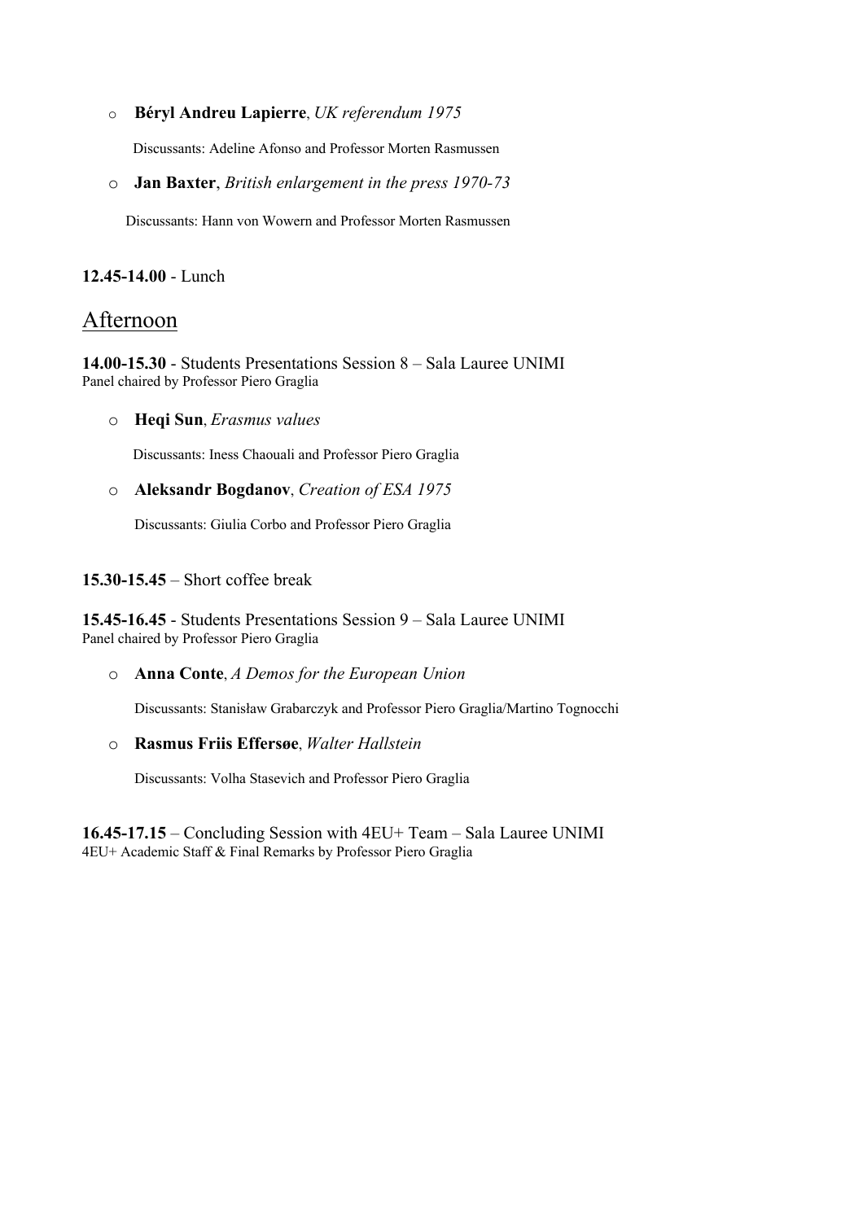- **Béryl Andreu Lapierre**, *UK referendum 1975*

  Discussants: Adeline Afonso and Professor Morten Rasmussen

- **Jan Baxter**, *British enlargement in the press 1970-73*

  Discussants: Hann von Wowern and Professor Morten Rasmussen

**12.45-14.00** - Lunch

## Afternoon

**14.00-15.30** - Students Presentations Session 8 – Sala Lauree UNIMI
Panel chaired by Professor Piero Graglia

- **Heqi Sun**, *Erasmus values*

  Discussants: Iness Chaouali and Professor Piero Graglia

- **Aleksandr Bogdanov**, *Creation of ESA 1975*

  Discussants: Giulia Corbo and Professor Piero Graglia

**15.30-15.45** – Short coffee break

**15.45-16.45** - Students Presentations Session 9 – Sala Lauree UNIMI
Panel chaired by Professor Piero Graglia

- **Anna Conte**, *A Demos for the European Union*

  Discussants: Stanisław Grabarczyk and Professor Piero Graglia/Martino Tognocchi

- **Rasmus Friis Effersøe**, *Walter Hallstein*

  Discussants: Volha Stasevich and Professor Piero Graglia

**16.45-17.15** – Concluding Session with 4EU+ Team – Sala Lauree UNIMI
4EU+ Academic Staff & Final Remarks by Professor Piero Graglia